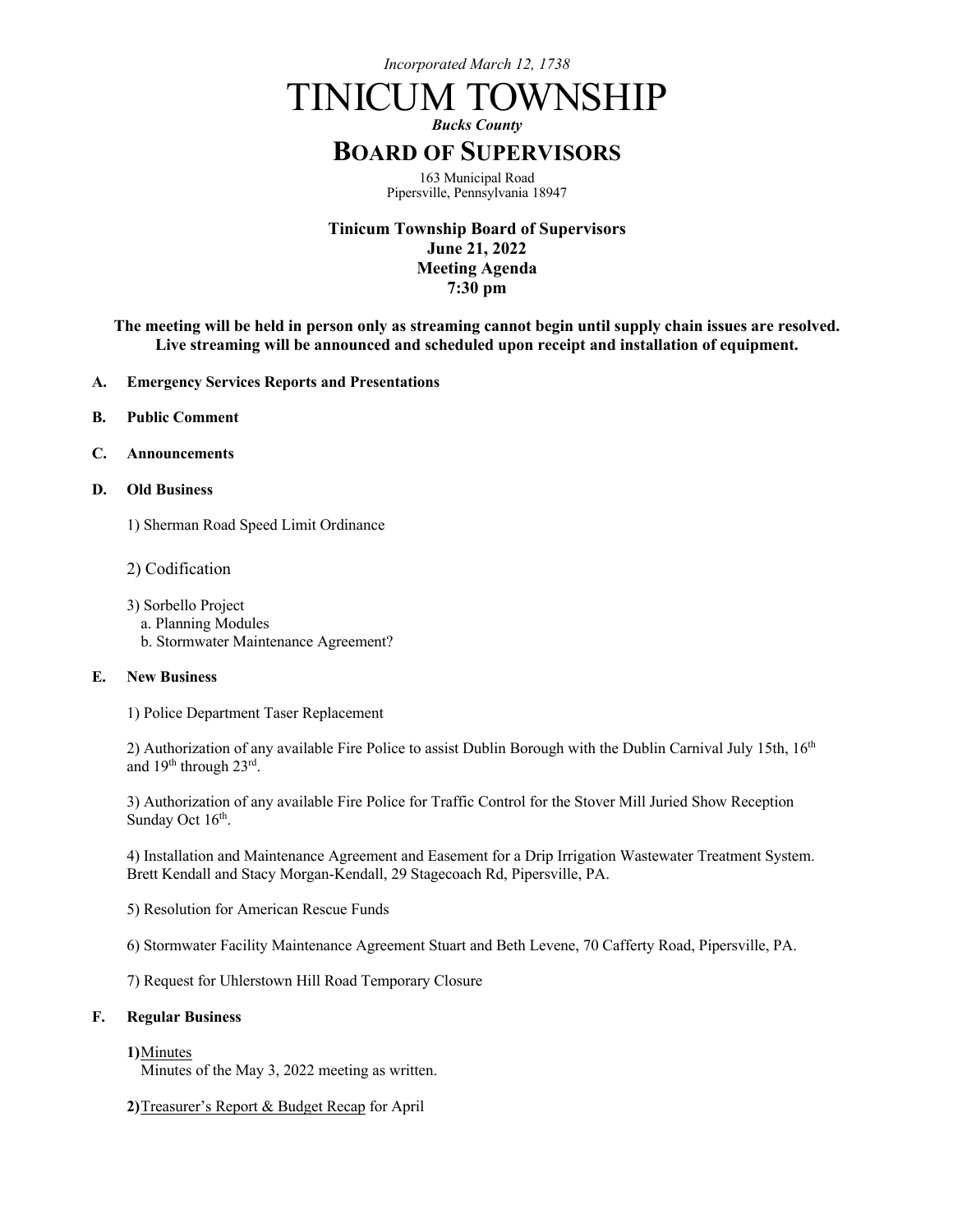*Incorporated March 12, 1738*

# TINICUM TOWNSHIP

***Bucks County***

## BOARD OF SUPERVISORS

163 Municipal Road
Pipersville, Pennsylvania 18947

**Tinicum Township Board of Supervisors**
**June 21, 2022**
**Meeting Agenda**
**7:30 pm**

**The meeting will be held in person only as streaming cannot begin until supply chain issues are resolved. Live streaming will be announced and scheduled upon receipt and installation of equipment.**

**A. Emergency Services Reports and Presentations**

**B. Public Comment**

**C. Announcements**

**D. Old Business**

1) Sherman Road Speed Limit Ordinance

2) Codification

3) Sorbello Project
   a. Planning Modules
   b. Stormwater Maintenance Agreement?

**E. New Business**

1) Police Department Taser Replacement

2) Authorization of any available Fire Police to assist Dublin Borough with the Dublin Carnival July 15th, 16th and 19th through 23rd.

3) Authorization of any available Fire Police for Traffic Control for the Stover Mill Juried Show Reception Sunday Oct 16th.

4) Installation and Maintenance Agreement and Easement for a Drip Irrigation Wastewater Treatment System. Brett Kendall and Stacy Morgan-Kendall, 29 Stagecoach Rd, Pipersville, PA.

5) Resolution for American Rescue Funds

6) Stormwater Facility Maintenance Agreement Stuart and Beth Levene, 70 Cafferty Road, Pipersville, PA.

7) Request for Uhlerstown Hill Road Temporary Closure

**F. Regular Business**

**1)** Minutes
Minutes of the May 3, 2022 meeting as written.

**2)** Treasurer's Report & Budget Recap for April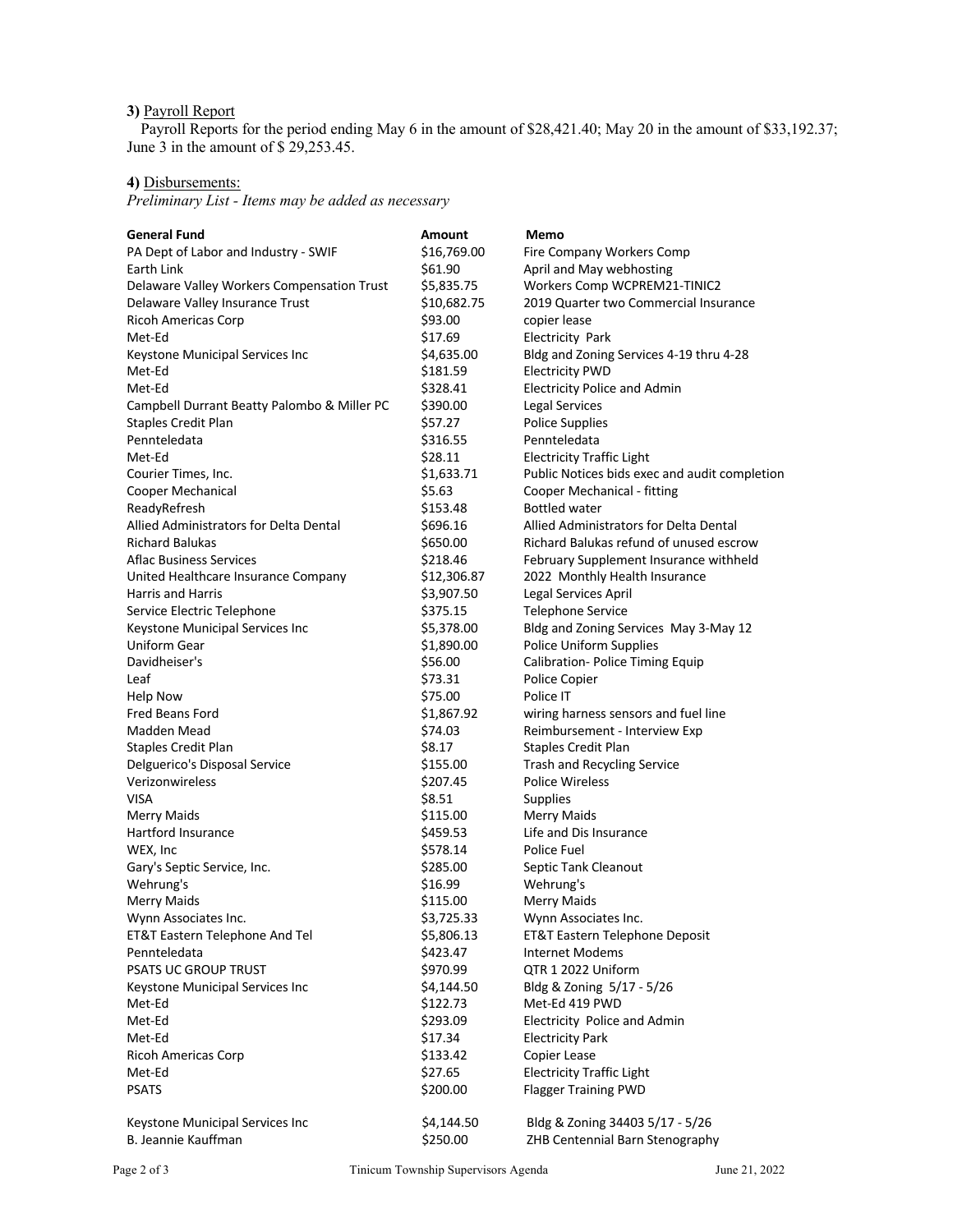**3)** Payroll Report

Payroll Reports for the period ending May 6 in the amount of $28,421.40; May 20 in the amount of $33,192.37; June 3 in the amount of $ 29,253.45.

**4)** Disbursements:

*Preliminary List - Items may be added as necessary*

| General Fund | Amount | Memo |
|---|---|---|
| PA Dept of Labor and Industry - SWIF | $16,769.00 | Fire Company Workers Comp |
| Earth Link | $61.90 | April and May webhosting |
| Delaware Valley Workers Compensation Trust | $5,835.75 | Workers Comp WCPREM21-TINIC2 |
| Delaware Valley Insurance Trust | $10,682.75 | 2019 Quarter two Commercial Insurance |
| Ricoh Americas Corp | $93.00 | copier lease |
| Met-Ed | $17.69 | Electricity Park |
| Keystone Municipal Services Inc | $4,635.00 | Bldg and Zoning Services 4-19 thru 4-28 |
| Met-Ed | $181.59 | Electricity PWD |
| Met-Ed | $328.41 | Electricity Police and Admin |
| Campbell Durrant Beatty Palombo & Miller PC | $390.00 | Legal Services |
| Staples Credit Plan | $57.27 | Police Supplies |
| Pennteledata | $316.55 | Pennteledata |
| Met-Ed | $28.11 | Electricity Traffic Light |
| Courier Times, Inc. | $1,633.71 | Public Notices bids exec and audit completion |
| Cooper Mechanical | $5.63 | Cooper Mechanical - fitting |
| ReadyRefresh | $153.48 | Bottled water |
| Allied Administrators for Delta Dental | $696.16 | Allied Administrators for Delta Dental |
| Richard Balukas | $650.00 | Richard Balukas refund of unused escrow |
| Aflac Business Services | $218.46 | February Supplement Insurance withheld |
| United Healthcare Insurance Company | $12,306.87 | 2022 Monthly Health Insurance |
| Harris and Harris | $3,907.50 | Legal Services April |
| Service Electric Telephone | $375.15 | Telephone Service |
| Keystone Municipal Services Inc | $5,378.00 | Bldg and Zoning Services May 3-May 12 |
| Uniform Gear | $1,890.00 | Police Uniform Supplies |
| Davidheiser's | $56.00 | Calibration- Police Timing Equip |
| Leaf | $73.31 | Police Copier |
| Help Now | $75.00 | Police IT |
| Fred Beans Ford | $1,867.92 | wiring harness sensors and fuel line |
| Madden Mead | $74.03 | Reimbursement - Interview Exp |
| Staples Credit Plan | $8.17 | Staples Credit Plan |
| Delguerico's Disposal Service | $155.00 | Trash and Recycling Service |
| Verizonwireless | $207.45 | Police Wireless |
| VISA | $8.51 | Supplies |
| Merry Maids | $115.00 | Merry Maids |
| Hartford Insurance | $459.53 | Life and Dis Insurance |
| WEX, Inc | $578.14 | Police Fuel |
| Gary's Septic Service, Inc. | $285.00 | Septic Tank Cleanout |
| Wehrung's | $16.99 | Wehrung's |
| Merry Maids | $115.00 | Merry Maids |
| Wynn Associates Inc. | $3,725.33 | Wynn Associates Inc. |
| ET&T Eastern Telephone And Tel | $5,806.13 | ET&T Eastern Telephone Deposit |
| Pennteledata | $423.47 | Internet Modems |
| PSATS UC GROUP TRUST | $970.99 | QTR 1 2022 Uniform |
| Keystone Municipal Services Inc | $4,144.50 | Bldg & Zoning 5/17 - 5/26 |
| Met-Ed | $122.73 | Met-Ed 419 PWD |
| Met-Ed | $293.09 | Electricity Police and Admin |
| Met-Ed | $17.34 | Electricity Park |
| Ricoh Americas Corp | $133.42 | Copier Lease |
| Met-Ed | $27.65 | Electricity Traffic Light |
| PSATS | $200.00 | Flagger Training PWD |
| Keystone Municipal Services Inc | $4,144.50 | Bldg & Zoning 34403 5/17 - 5/26 |
| B. Jeannie Kauffman | $250.00 | ZHB Centennial Barn Stenography |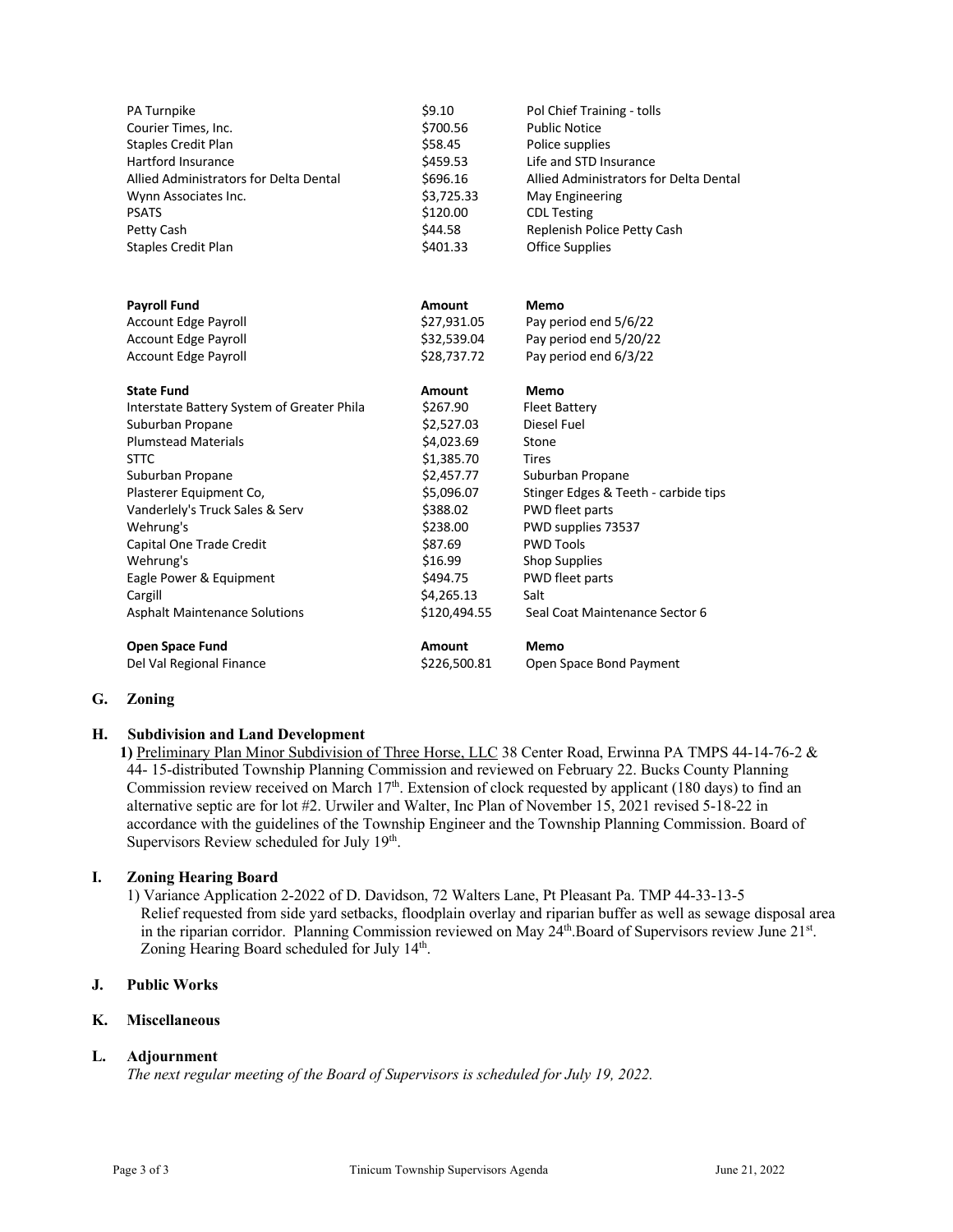| | | |
|---|---|---|
| PA Turnpike | $9.10 | Pol Chief Training - tolls |
| Courier Times, Inc. | $700.56 | Public Notice |
| Staples Credit Plan | $58.45 | Police supplies |
| Hartford Insurance | $459.53 | Life and STD Insurance |
| Allied Administrators for Delta Dental | $696.16 | Allied Administrators for Delta Dental |
| Wynn Associates Inc. | $3,725.33 | May Engineering |
| PSATS | $120.00 | CDL Testing |
| Petty Cash | $44.58 | Replenish Police Petty Cash |
| Staples Credit Plan | $401.33 | Office Supplies |

| Payroll Fund | Amount | Memo |
|---|---|---|
| Account Edge Payroll | $27,931.05 | Pay period end 5/6/22 |
| Account Edge Payroll | $32,539.04 | Pay period end 5/20/22 |
| Account Edge Payroll | $28,737.72 | Pay period end 6/3/22 |

| State Fund | Amount | Memo |
|---|---|---|
| Interstate Battery System of Greater Phila | $267.90 | Fleet Battery |
| Suburban Propane | $2,527.03 | Diesel Fuel |
| Plumstead Materials | $4,023.69 | Stone |
| STTC | $1,385.70 | Tires |
| Suburban Propane | $2,457.77 | Suburban Propane |
| Plasterer Equipment Co, | $5,096.07 | Stinger Edges & Teeth - carbide tips |
| Vanderlely's Truck Sales & Serv | $388.02 | PWD fleet parts |
| Wehrung's | $238.00 | PWD supplies 73537 |
| Capital One Trade Credit | $87.69 | PWD Tools |
| Wehrung's | $16.99 | Shop Supplies |
| Eagle Power & Equipment | $494.75 | PWD fleet parts |
| Cargill | $4,265.13 | Salt |
| Asphalt Maintenance Solutions | $120,494.55 | Seal Coat Maintenance Sector 6 |

| Open Space Fund | Amount | Memo |
|---|---|---|
| Del Val Regional Finance | $226,500.81 | Open Space Bond Payment |

## G. Zoning

## H. Subdivision and Land Development

**1)** Preliminary Plan Minor Subdivision of Three Horse, LLC 38 Center Road, Erwinna PA TMPS 44-14-76-2 & 44- 15-distributed Township Planning Commission and reviewed on February 22. Bucks County Planning Commission review received on March 17th. Extension of clock requested by applicant (180 days) to find an alternative septic are for lot #2. Urwiler and Walter, Inc Plan of November 15, 2021 revised 5-18-22 in accordance with the guidelines of the Township Engineer and the Township Planning Commission. Board of Supervisors Review scheduled for July 19th.

## I. Zoning Hearing Board

1) Variance Application 2-2022 of D. Davidson, 72 Walters Lane, Pt Pleasant Pa. TMP 44-33-13-5 Relief requested from side yard setbacks, floodplain overlay and riparian buffer as well as sewage disposal area in the riparian corridor. Planning Commission reviewed on May 24th.Board of Supervisors review June 21st. Zoning Hearing Board scheduled for July 14th.

## J. Public Works

## K. Miscellaneous

## L. Adjournment

*The next regular meeting of the Board of Supervisors is scheduled for July 19, 2022.*